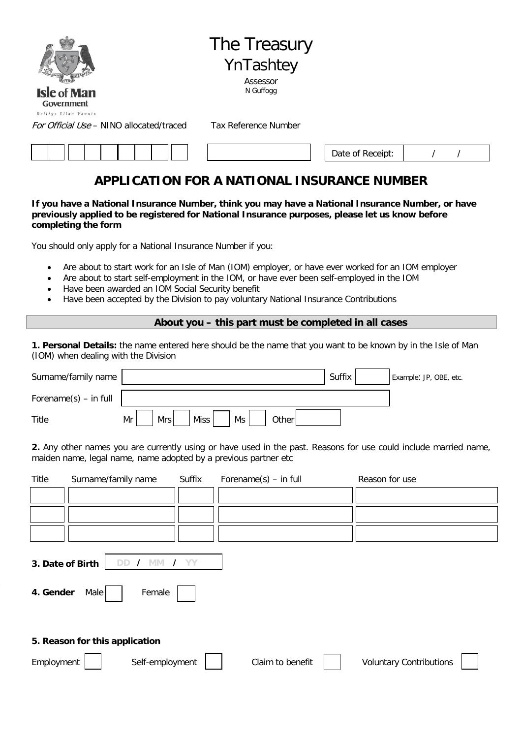Isle of Man Government
Reiltys Ellan Vannin

# The Treasury
## YnTashtey

Assessor
N Guffogg

*For Official Use* – NINO allocated/traced

Tax Reference Number

Date of Receipt: / /

# APPLICATION FOR A NATIONAL INSURANCE NUMBER

**If you have a National Insurance Number, think you may have a National Insurance Number, or have previously applied to be registered for National Insurance purposes, please let us know before completing the form**

You should only apply for a National Insurance Number if you:

- Are about to start work for an Isle of Man (IOM) employer, or have ever worked for an IOM employer
- Are about to start self-employment in the IOM, or have ever been self-employed in the IOM
- Have been awarded an IOM Social Security benefit
- Have been accepted by the Division to pay voluntary National Insurance Contributions

## About you – this part must be completed in all cases

**1. Personal Details:** the name entered here should be the name that you want to be known by in the Isle of Man (IOM) when dealing with the Division

Surname/family name ______ Suffix ______ Example: JP, OBE, etc.

Forename(s) – in full ______

Title Mr ☐ Mrs ☐ Miss ☐ Ms ☐ Other ______

**2.** Any other names you are currently using or have used in the past. Reasons for use could include married name, maiden name, legal name, name adopted by a previous partner etc

| Title | Surname/family name | Suffix | Forename(s) – in full | Reason for use |
|---|---|---|---|---|
| | | | | |
| | | | | |
| | | | | |

**3. Date of Birth** DD / MM / YY

**4. Gender** Male ☐ Female ☐

**5. Reason for this application**

Employment ☐ Self-employment ☐ Claim to benefit ☐ Voluntary Contributions ☐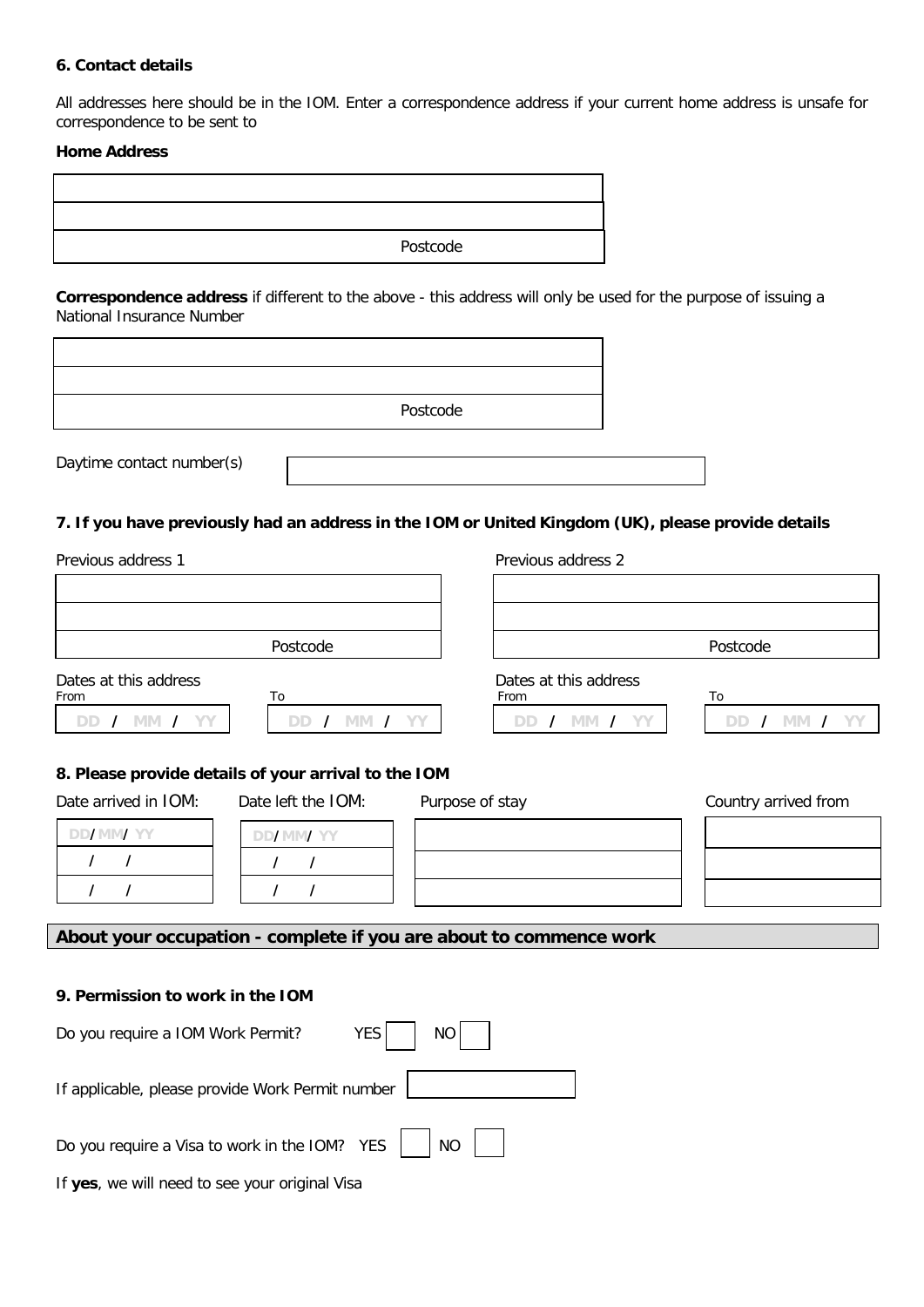**6. Contact details**

All addresses here should be in the IOM. Enter a correspondence address if your current home address is unsafe for correspondence to be sent to

**Home Address**

| |
|---|
| |
| |
| Postcode |

**Correspondence address** if different to the above - this address will only be used for the purpose of issuing a National Insurance Number

| |
|---|
| |
| |
| Postcode |

Daytime contact number(s)

**7. If you have previously had an address in the IOM or United Kingdom (UK), please provide details**

| Previous address 1 | Previous address 2 |
|---|---|
| | |
| | |
| Postcode | Postcode |

| Dates at this address From | To | Dates at this address From | To |
|---|---|---|---|
| DD / MM / YY | DD / MM / YY | DD / MM / YY | DD / MM / YY |

**8. Please provide details of your arrival to the IOM**

| Date arrived in IOM: | Date left the IOM: | Purpose of stay | Country arrived from |
|---|---|---|---|
| DD/ MM/ YY | DD/ MM/ YY | | |
| / / | / / | | |
| / / | / / | | |

**About your occupation - complete if you are about to commence work**

**9. Permission to work in the IOM**

Do you require a IOM Work Permit? YES ☐ NO ☐

If applicable, please provide Work Permit number

Do you require a Visa to work in the IOM? YES ☐ NO ☐

If **yes**, we will need to see your original Visa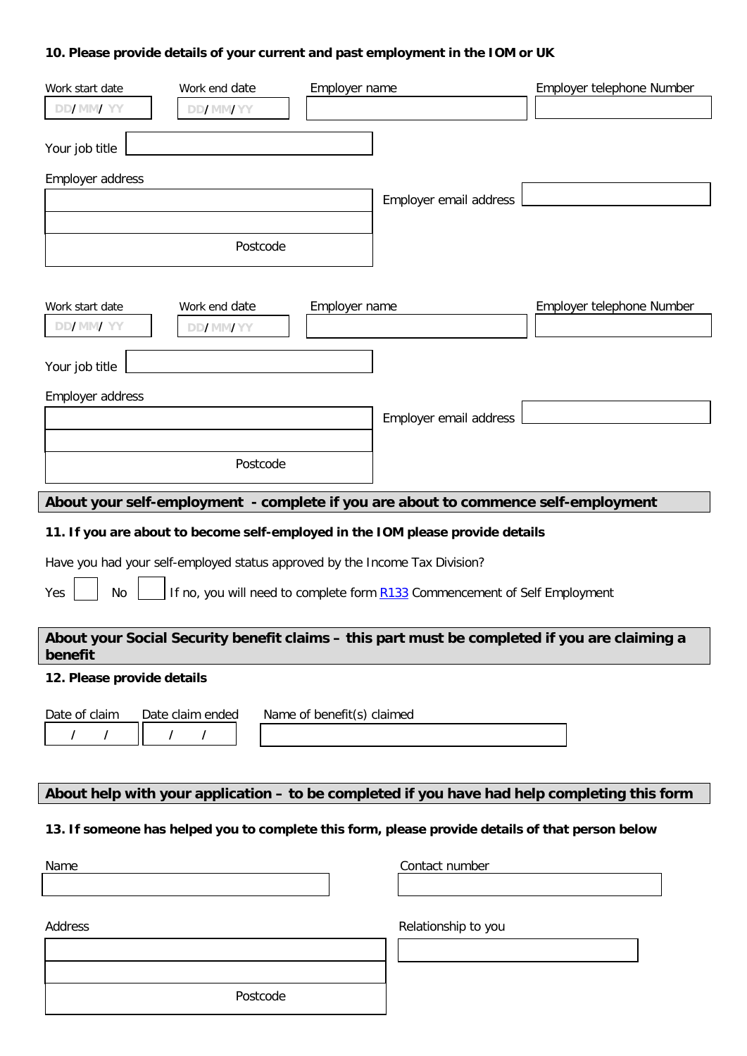**10. Please provide details of your current and past employment in the IOM or UK**

Work start date DD/ MM/ YY

Work end date DD/ MM/ YY

Employer name

Employer telephone Number

Your job title

Employer address

Postcode

Employer email address

Work start date DD/ MM/ YY

Work end date DD/ MM/ YY

Employer name

Employer telephone Number

Your job title

Employer address

Postcode

Employer email address

## About your self-employment - complete if you are about to commence self-employment

**11. If you are about to become self-employed in the IOM please provide details**

Have you had your self-employed status approved by the Income Tax Division?

Yes ☐ No ☐ If no, you will need to complete form R133 Commencement of Self Employment

## About your Social Security benefit claims – this part must be completed if you are claiming a benefit

**12. Please provide details**

Date of claim / /

Date claim ended / /

Name of benefit(s) claimed

## About help with your application – to be completed if you have had help completing this form

**13. If someone has helped you to complete this form, please provide details of that person below**

Name

Contact number

Address

Postcode

Relationship to you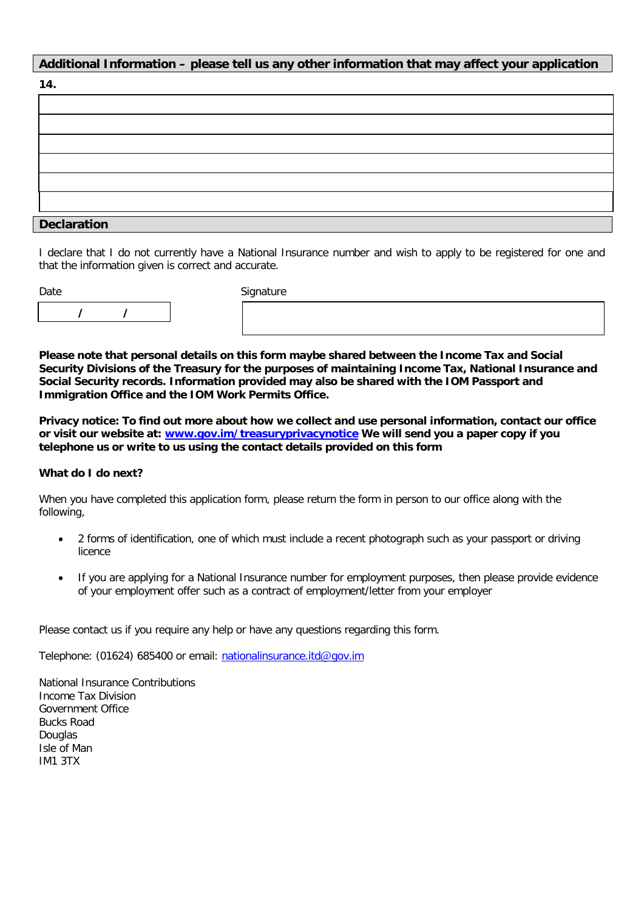## Additional Information – please tell us any other information that may affect your application

**14.**

| |
|---|
| |
| |
| |
| |
| |
| |

## Declaration

I declare that I do not currently have a National Insurance number and wish to apply to be registered for one and that the information given is correct and accurate.

| Date | Signature |
|---|---|
| / / | |

**Please note that personal details on this form maybe shared between the Income Tax and Social Security Divisions of the Treasury for the purposes of maintaining Income Tax, National Insurance and Social Security records. Information provided may also be shared with the IOM Passport and Immigration Office and the IOM Work Permits Office.**

**Privacy notice: To find out more about how we collect and use personal information, contact our office or visit our website at: www.gov.im/treasuryprivacynotice We will send you a paper copy if you telephone us or write to us using the contact details provided on this form**

**What do I do next?**

When you have completed this application form, please return the form in person to our office along with the following,

- 2 forms of identification, one of which must include a recent photograph such as your passport or driving licence
- If you are applying for a National Insurance number for employment purposes, then please provide evidence of your employment offer such as a contract of employment/letter from your employer

Please contact us if you require any help or have any questions regarding this form.

Telephone: (01624) 685400 or email: nationalinsurance.itd@gov.im

National Insurance Contributions
Income Tax Division
Government Office
Bucks Road
Douglas
Isle of Man
IM1 3TX